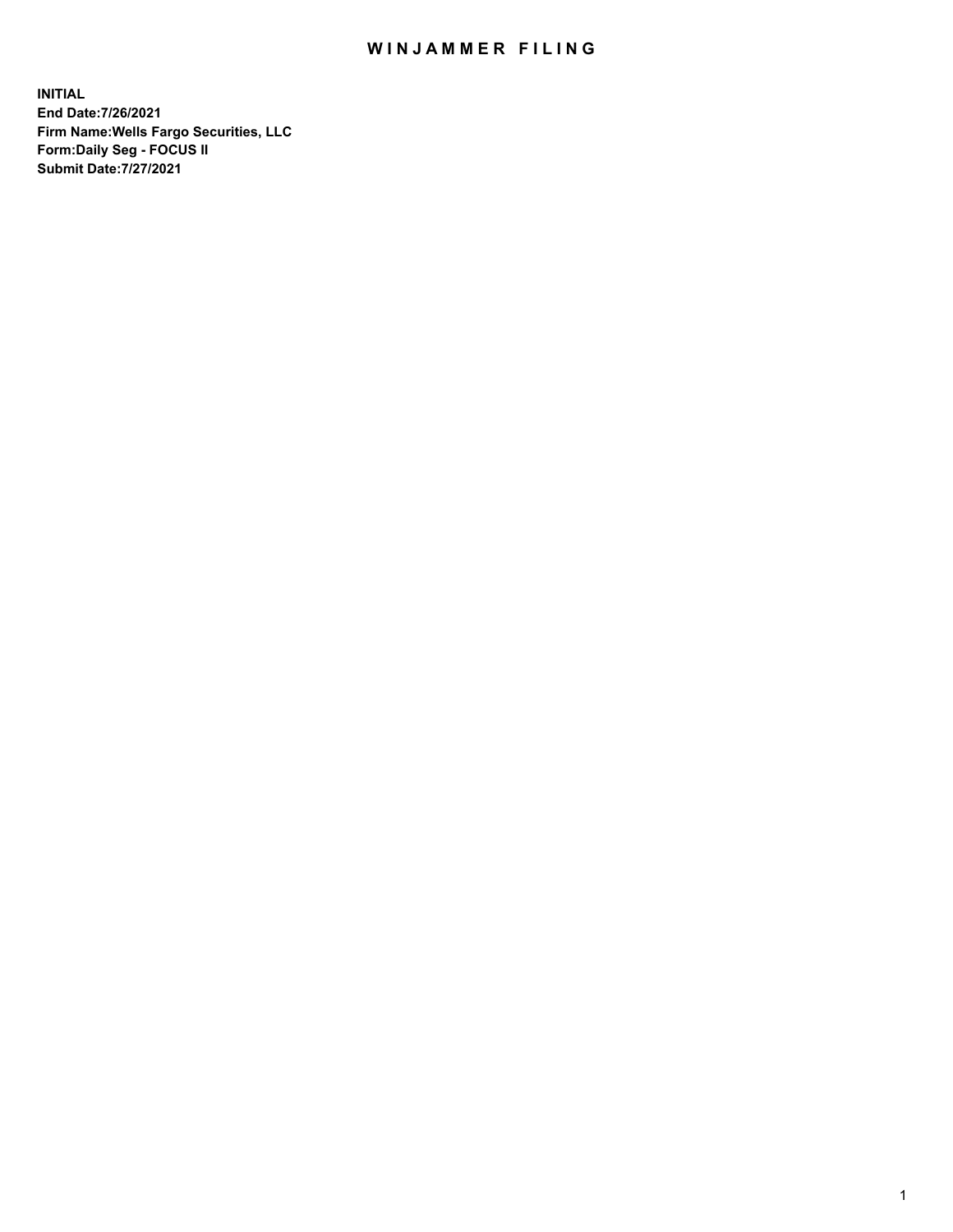# WINJAMMER FILING

**INITIAL**
**End Date:7/26/2021**
**Firm Name:Wells Fargo Securities, LLC**
**Form:Daily Seg - FOCUS II**
**Submit Date:7/27/2021**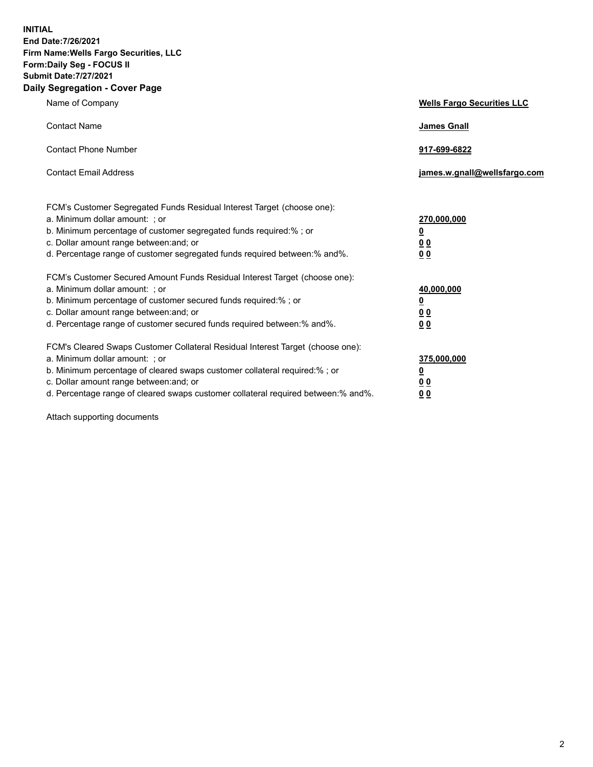**INITIAL**
**End Date:7/26/2021**
**Firm Name:Wells Fargo Securities, LLC**
**Form:Daily Seg - FOCUS II**
**Submit Date:7/27/2021**

## Daily Segregation - Cover Page

| | |
|---|---|
| Name of Company | **Wells Fargo Securities LLC** |
| Contact Name | **James Gnall** |
| Contact Phone Number | **917-699-6822** |
| Contact Email Address | **james.w.gnall@wellsfargo.com** |

| | |
|---|---|
| FCM's Customer Segregated Funds Residual Interest Target (choose one): | |
| a. Minimum dollar amount: ; or | **270,000,000** |
| b. Minimum percentage of customer segregated funds required:% ; or | **0** |
| c. Dollar amount range between:and; or | **0 0** |
| d. Percentage range of customer segregated funds required between:% and%. | **0 0** |
| FCM's Customer Secured Amount Funds Residual Interest Target (choose one): | |
| a. Minimum dollar amount: ; or | **40,000,000** |
| b. Minimum percentage of customer secured funds required:% ; or | **0** |
| c. Dollar amount range between:and; or | **0 0** |
| d. Percentage range of customer secured funds required between:% and%. | **0 0** |
| FCM's Cleared Swaps Customer Collateral Residual Interest Target (choose one): | |
| a. Minimum dollar amount: ; or | **375,000,000** |
| b. Minimum percentage of cleared swaps customer collateral required:% ; or | **0** |
| c. Dollar amount range between:and; or | **0 0** |
| d. Percentage range of cleared swaps customer collateral required between:% and%. | **0 0** |

Attach supporting documents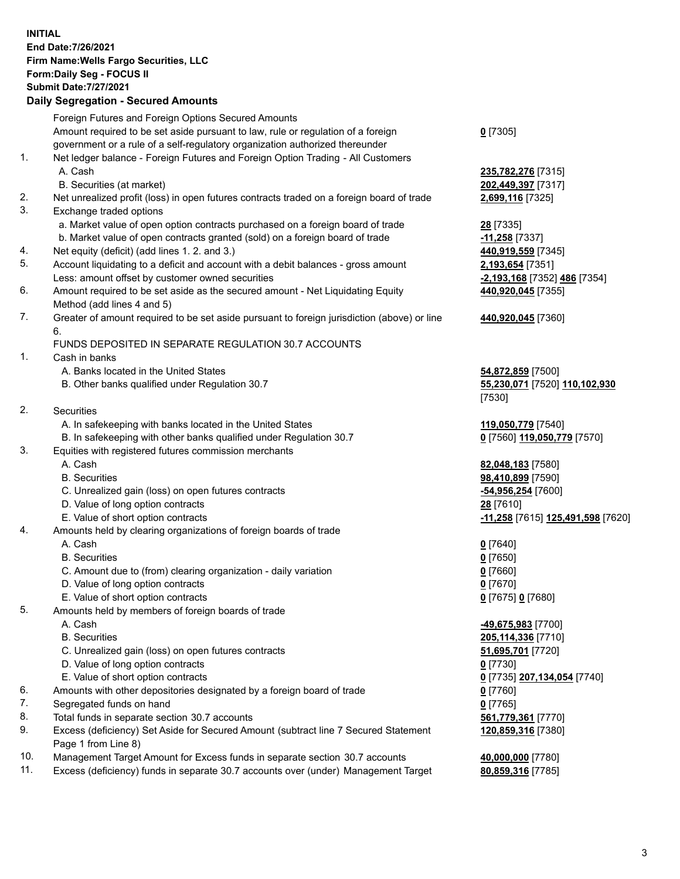**INITIAL**
**End Date:7/26/2021**
**Firm Name:Wells Fargo Securities, LLC**
**Form:Daily Seg - FOCUS II**
**Submit Date:7/27/2021**

### Daily Segregation - Secured Amounts

| | | |
|---|---|---|
| | Foreign Futures and Foreign Options Secured Amounts | |
| | Amount required to be set aside pursuant to law, rule or regulation of a foreign government or a rule of a self-regulatory organization authorized thereunder | **0** [7305] |
| 1. | Net ledger balance - Foreign Futures and Foreign Option Trading - All Customers | |
| | A. Cash | **235,782,276** [7315] |
| | B. Securities (at market) | **202,449,397** [7317] |
| 2. | Net unrealized profit (loss) in open futures contracts traded on a foreign board of trade | **2,699,116** [7325] |
| 3. | Exchange traded options | |
| | a. Market value of open option contracts purchased on a foreign board of trade | **28** [7335] |
| | b. Market value of open contracts granted (sold) on a foreign board of trade | **-11,258** [7337] |
| 4. | Net equity (deficit) (add lines 1. 2. and 3.) | **440,919,559** [7345] |
| 5. | Account liquidating to a deficit and account with a debit balances - gross amount | **2,193,654** [7351] |
| | Less: amount offset by customer owned securities | **-2,193,168** [7352] **486** [7354] |
| 6. | Amount required to be set aside as the secured amount - Net Liquidating Equity Method (add lines 4 and 5) | **440,920,045** [7355] |
| 7. | Greater of amount required to be set aside pursuant to foreign jurisdiction (above) or line 6. | **440,920,045** [7360] |
| | FUNDS DEPOSITED IN SEPARATE REGULATION 30.7 ACCOUNTS | |
| 1. | Cash in banks | |
| | A. Banks located in the United States | **54,872,859** [7500] |
| | B. Other banks qualified under Regulation 30.7 | **55,230,071** [7520] **110,102,930** [7530] |
| 2. | Securities | |
| | A. In safekeeping with banks located in the United States | **119,050,779** [7540] |
| | B. In safekeeping with other banks qualified under Regulation 30.7 | **0** [7560] **119,050,779** [7570] |
| 3. | Equities with registered futures commission merchants | |
| | A. Cash | **82,048,183** [7580] |
| | B. Securities | **98,410,899** [7590] |
| | C. Unrealized gain (loss) on open futures contracts | **-54,956,254** [7600] |
| | D. Value of long option contracts | **28** [7610] |
| | E. Value of short option contracts | **-11,258** [7615] **125,491,598** [7620] |
| 4. | Amounts held by clearing organizations of foreign boards of trade | |
| | A. Cash | **0** [7640] |
| | B. Securities | **0** [7650] |
| | C. Amount due to (from) clearing organization - daily variation | **0** [7660] |
| | D. Value of long option contracts | **0** [7670] |
| | E. Value of short option contracts | **0** [7675] **0** [7680] |
| 5. | Amounts held by members of foreign boards of trade | |
| | A. Cash | **-49,675,983** [7700] |
| | B. Securities | **205,114,336** [7710] |
| | C. Unrealized gain (loss) on open futures contracts | **51,695,701** [7720] |
| | D. Value of long option contracts | **0** [7730] |
| | E. Value of short option contracts | **0** [7735] **207,134,054** [7740] |
| 6. | Amounts with other depositories designated by a foreign board of trade | **0** [7760] |
| 7. | Segregated funds on hand | **0** [7765] |
| 8. | Total funds in separate section 30.7 accounts | **561,779,361** [7770] |
| 9. | Excess (deficiency) Set Aside for Secured Amount (subtract line 7 Secured Statement Page 1 from Line 8) | **120,859,316** [7380] |
| 10. | Management Target Amount for Excess funds in separate section 30.7 accounts | **40,000,000** [7780] |
| 11. | Excess (deficiency) funds in separate 30.7 accounts over (under) Management Target | **80,859,316** [7785] |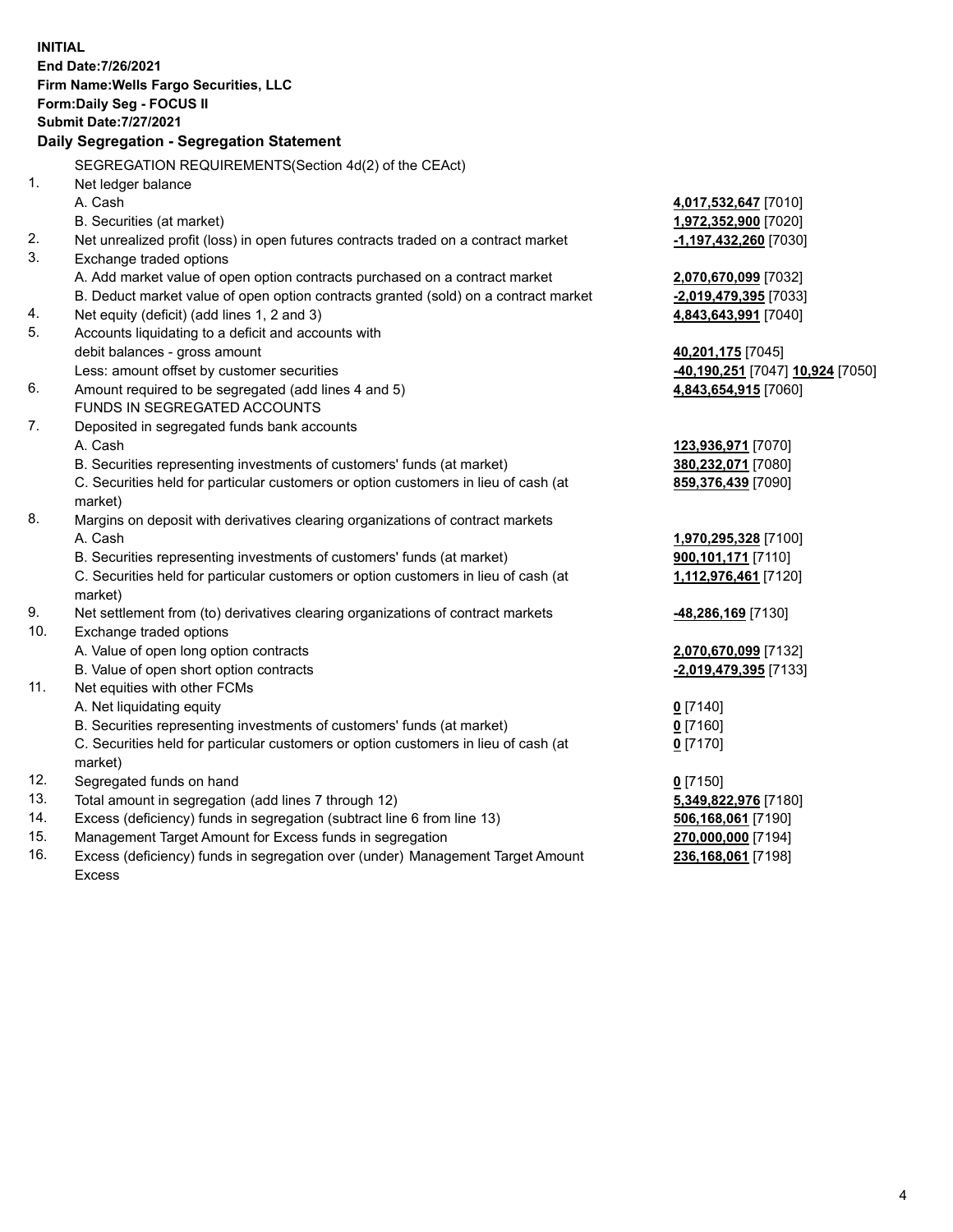**INITIAL**
**End Date:7/26/2021**
**Firm Name:Wells Fargo Securities, LLC**
**Form:Daily Seg - FOCUS II**
**Submit Date:7/27/2021**

## Daily Segregation - Segregation Statement

SEGREGATION REQUIREMENTS(Section 4d(2) of the CEAct)

| | | |
|---|---|---|
| 1. | Net ledger balance | |
| | A. Cash | **4,017,532,647** [7010] |
| | B. Securities (at market) | **1,972,352,900** [7020] |
| 2. | Net unrealized profit (loss) in open futures contracts traded on a contract market | **-1,197,432,260** [7030] |
| 3. | Exchange traded options | |
| | A. Add market value of open option contracts purchased on a contract market | **2,070,670,099** [7032] |
| | B. Deduct market value of open option contracts granted (sold) on a contract market | **-2,019,479,395** [7033] |
| 4. | Net equity (deficit) (add lines 1, 2 and 3) | **4,843,643,991** [7040] |
| 5. | Accounts liquidating to a deficit and accounts with debit balances - gross amount | **40,201,175** [7045] |
| | Less: amount offset by customer securities | **-40,190,251** [7047] **10,924** [7050] |
| 6. | Amount required to be segregated (add lines 4 and 5) | **4,843,654,915** [7060] |
| | FUNDS IN SEGREGATED ACCOUNTS | |
| 7. | Deposited in segregated funds bank accounts | |
| | A. Cash | **123,936,971** [7070] |
| | B. Securities representing investments of customers' funds (at market) | **380,232,071** [7080] |
| | C. Securities held for particular customers or option customers in lieu of cash (at market) | **859,376,439** [7090] |
| 8. | Margins on deposit with derivatives clearing organizations of contract markets | |
| | A. Cash | **1,970,295,328** [7100] |
| | B. Securities representing investments of customers' funds (at market) | **900,101,171** [7110] |
| | C. Securities held for particular customers or option customers in lieu of cash (at market) | **1,112,976,461** [7120] |
| 9. | Net settlement from (to) derivatives clearing organizations of contract markets | **-48,286,169** [7130] |
| 10. | Exchange traded options | |
| | A. Value of open long option contracts | **2,070,670,099** [7132] |
| | B. Value of open short option contracts | **-2,019,479,395** [7133] |
| 11. | Net equities with other FCMs | |
| | A. Net liquidating equity | **0** [7140] |
| | B. Securities representing investments of customers' funds (at market) | **0** [7160] |
| | C. Securities held for particular customers or option customers in lieu of cash (at market) | **0** [7170] |
| 12. | Segregated funds on hand | **0** [7150] |
| 13. | Total amount in segregation (add lines 7 through 12) | **5,349,822,976** [7180] |
| 14. | Excess (deficiency) funds in segregation (subtract line 6 from line 13) | **506,168,061** [7190] |
| 15. | Management Target Amount for Excess funds in segregation | **270,000,000** [7194] |
| 16. | Excess (deficiency) funds in segregation over (under) Management Target Amount Excess | **236,168,061** [7198] |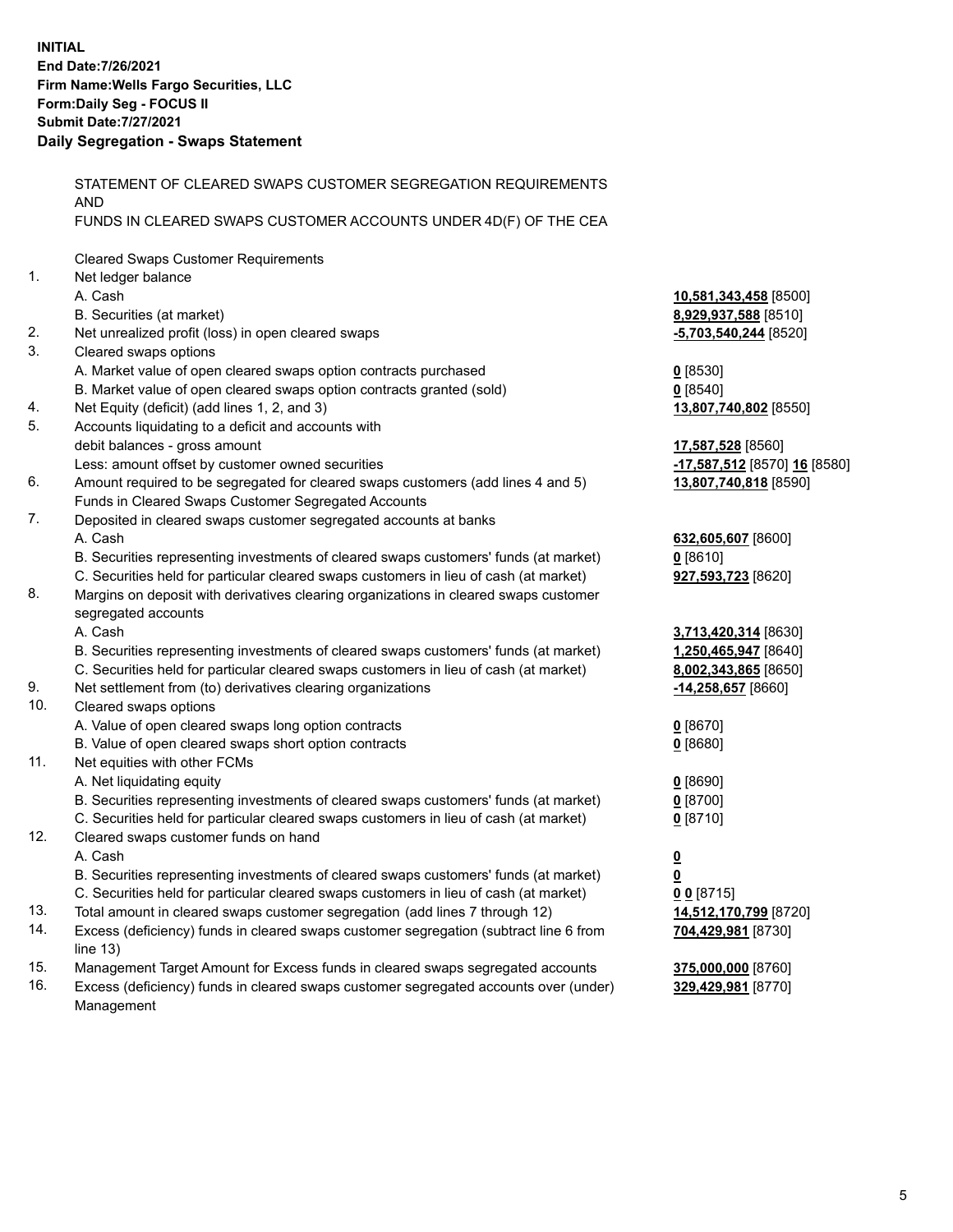**INITIAL**
**End Date:7/26/2021**
**Firm Name:Wells Fargo Securities, LLC**
**Form:Daily Seg - FOCUS II**
**Submit Date:7/27/2021**
**Daily Segregation - Swaps Statement**

STATEMENT OF CLEARED SWAPS CUSTOMER SEGREGATION REQUIREMENTS AND FUNDS IN CLEARED SWAPS CUSTOMER ACCOUNTS UNDER 4D(F) OF THE CEA

| | | |
|---|---|---|
| | Cleared Swaps Customer Requirements | |
| 1. | Net ledger balance | |
| | A. Cash | **10,581,343,458** [8500] |
| | B. Securities (at market) | **8,929,937,588** [8510] |
| 2. | Net unrealized profit (loss) in open cleared swaps | **-5,703,540,244** [8520] |
| 3. | Cleared swaps options | |
| | A. Market value of open cleared swaps option contracts purchased | **0** [8530] |
| | B. Market value of open cleared swaps option contracts granted (sold) | **0** [8540] |
| 4. | Net Equity (deficit) (add lines 1, 2, and 3) | **13,807,740,802** [8550] |
| 5. | Accounts liquidating to a deficit and accounts with debit balances - gross amount | **17,587,528** [8560] |
| | Less: amount offset by customer owned securities | **-17,587,512** [8570] **16** [8580] |
| 6. | Amount required to be segregated for cleared swaps customers (add lines 4 and 5) | **13,807,740,818** [8590] |
| | Funds in Cleared Swaps Customer Segregated Accounts | |
| 7. | Deposited in cleared swaps customer segregated accounts at banks | |
| | A. Cash | **632,605,607** [8600] |
| | B. Securities representing investments of cleared swaps customers' funds (at market) | **0** [8610] |
| | C. Securities held for particular cleared swaps customers in lieu of cash (at market) | **927,593,723** [8620] |
| 8. | Margins on deposit with derivatives clearing organizations in cleared swaps customer segregated accounts | |
| | A. Cash | **3,713,420,314** [8630] |
| | B. Securities representing investments of cleared swaps customers' funds (at market) | **1,250,465,947** [8640] |
| | C. Securities held for particular cleared swaps customers in lieu of cash (at market) | **8,002,343,865** [8650] |
| 9. | Net settlement from (to) derivatives clearing organizations | **-14,258,657** [8660] |
| 10. | Cleared swaps options | |
| | A. Value of open cleared swaps long option contracts | **0** [8670] |
| | B. Value of open cleared swaps short option contracts | **0** [8680] |
| 11. | Net equities with other FCMs | |
| | A. Net liquidating equity | **0** [8690] |
| | B. Securities representing investments of cleared swaps customers' funds (at market) | **0** [8700] |
| | C. Securities held for particular cleared swaps customers in lieu of cash (at market) | **0** [8710] |
| 12. | Cleared swaps customer funds on hand | |
| | A. Cash | **0** |
| | B. Securities representing investments of cleared swaps customers' funds (at market) | **0** |
| | C. Securities held for particular cleared swaps customers in lieu of cash (at market) | **0** **0** [8715] |
| 13. | Total amount in cleared swaps customer segregation (add lines 7 through 12) | **14,512,170,799** [8720] |
| 14. | Excess (deficiency) funds in cleared swaps customer segregation (subtract line 6 from line 13) | **704,429,981** [8730] |
| 15. | Management Target Amount for Excess funds in cleared swaps segregated accounts | **375,000,000** [8760] |
| 16. | Excess (deficiency) funds in cleared swaps customer segregated accounts over (under) Management | **329,429,981** [8770] |